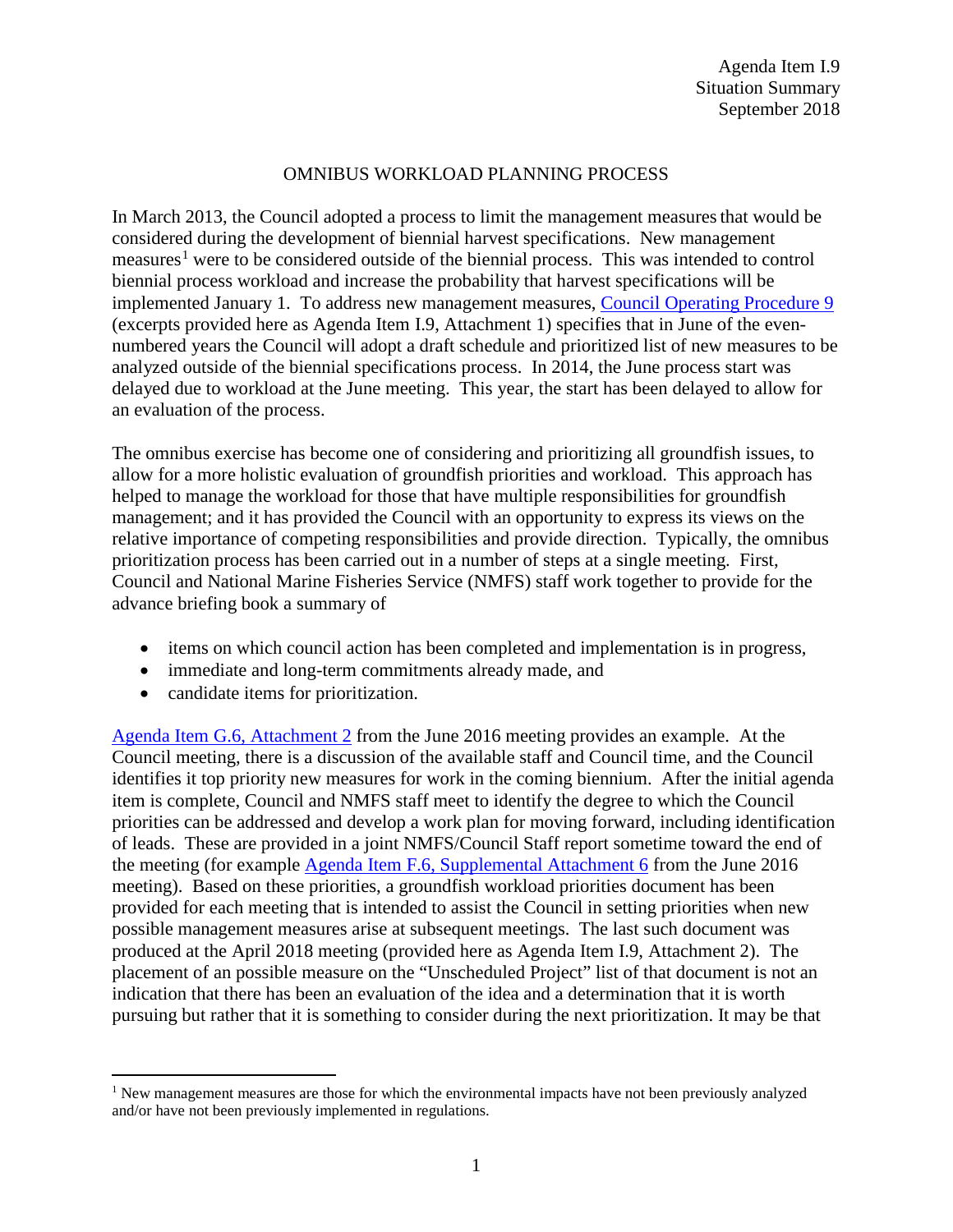Agenda Item I.9
Situation Summary
September 2018

# OMNIBUS WORKLOAD PLANNING PROCESS

In March 2013, the Council adopted a process to limit the management measures that would be considered during the development of biennial harvest specifications. New management measures[1] were to be considered outside of the biennial process. This was intended to control biennial process workload and increase the probability that harvest specifications will be implemented January 1. To address new management measures, Council Operating Procedure 9 (excerpts provided here as Agenda Item I.9, Attachment 1) specifies that in June of the even-numbered years the Council will adopt a draft schedule and prioritized list of new measures to be analyzed outside of the biennial specifications process. In 2014, the June process start was delayed due to workload at the June meeting. This year, the start has been delayed to allow for an evaluation of the process.

The omnibus exercise has become one of considering and prioritizing all groundfish issues, to allow for a more holistic evaluation of groundfish priorities and workload. This approach has helped to manage the workload for those that have multiple responsibilities for groundfish management; and it has provided the Council with an opportunity to express its views on the relative importance of competing responsibilities and provide direction. Typically, the omnibus prioritization process has been carried out in a number of steps at a single meeting. First, Council and National Marine Fisheries Service (NMFS) staff work together to provide for the advance briefing book a summary of

- items on which council action has been completed and implementation is in progress,
- immediate and long-term commitments already made, and
- candidate items for prioritization.

Agenda Item G.6, Attachment 2 from the June 2016 meeting provides an example. At the Council meeting, there is a discussion of the available staff and Council time, and the Council identifies it top priority new measures for work in the coming biennium. After the initial agenda item is complete, Council and NMFS staff meet to identify the degree to which the Council priorities can be addressed and develop a work plan for moving forward, including identification of leads. These are provided in a joint NMFS/Council Staff report sometime toward the end of the meeting (for example Agenda Item F.6, Supplemental Attachment 6 from the June 2016 meeting). Based on these priorities, a groundfish workload priorities document has been provided for each meeting that is intended to assist the Council in setting priorities when new possible management measures arise at subsequent meetings. The last such document was produced at the April 2018 meeting (provided here as Agenda Item I.9, Attachment 2). The placement of an possible measure on the "Unscheduled Project" list of that document is not an indication that there has been an evaluation of the idea and a determination that it is worth pursuing but rather that it is something to consider during the next prioritization. It may be that

[1] New management measures are those for which the environmental impacts have not been previously analyzed and/or have not been previously implemented in regulations.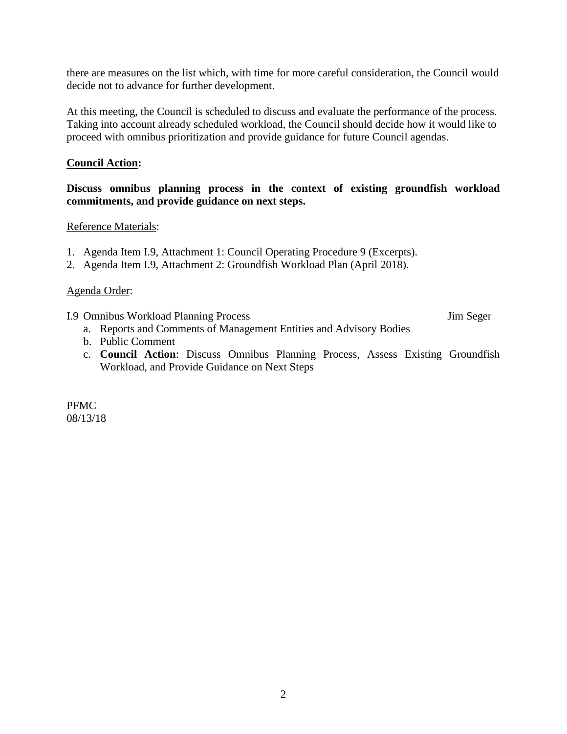there are measures on the list which, with time for more careful consideration, the Council would decide not to advance for further development.

At this meeting, the Council is scheduled to discuss and evaluate the performance of the process. Taking into account already scheduled workload, the Council should decide how it would like to proceed with omnibus prioritization and provide guidance for future Council agendas.

**Council Action:**

**Discuss omnibus planning process in the context of existing groundfish workload commitments, and provide guidance on next steps.**

Reference Materials:

1. Agenda Item I.9, Attachment 1: Council Operating Procedure 9 (Excerpts).
2. Agenda Item I.9, Attachment 2: Groundfish Workload Plan (April 2018).

Agenda Order:

I.9 Omnibus Workload Planning Process — Jim Seger

a. Reports and Comments of Management Entities and Advisory Bodies
b. Public Comment
c. **Council Action**: Discuss Omnibus Planning Process, Assess Existing Groundfish Workload, and Provide Guidance on Next Steps

PFMC
08/13/18